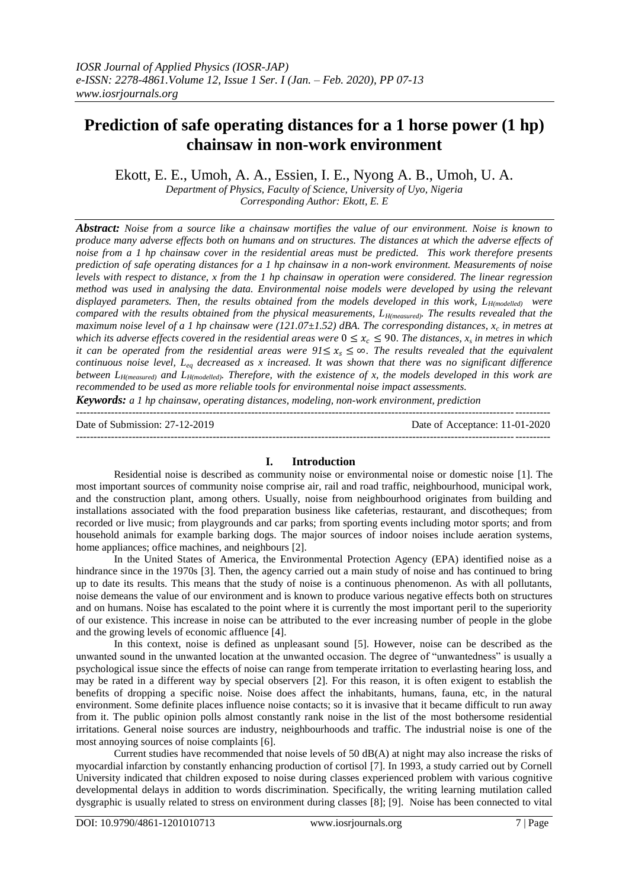# Prediction of safe operating distances for a 1 horse power (1 hp) chainsaw in non-work environment

Ekott, E. E., Umoh, A. A., Essien, I. E., Nyong A. B., Umoh, U. A.

*Department of Physics, Faculty of Science, University of Uyo, Nigeria*
*Corresponding Author: Ekott, E. E*

***Abstract:*** *Noise from a source like a chainsaw mortifies the value of our environment. Noise is known to produce many adverse effects both on humans and on structures. The distances at which the adverse effects of noise from a 1 hp chainsaw cover in the residential areas must be predicted. This work therefore presents prediction of safe operating distances for a 1 hp chainsaw in a non-work environment. Measurements of noise levels with respect to distance, x from the 1 hp chainsaw in operation were considered. The linear regression method was used in analysing the data. Environmental noise models were developed by using the relevant displayed parameters. Then, the results obtained from the models developed in this work,* $L_{H(modelled)}$ *were compared with the results obtained from the physical measurements,* $L_{H(measured)}$*. The results revealed that the maximum noise level of a 1 hp chainsaw were (121.07±1.52) dBA. The corresponding distances,* $x_c$ *in metres at which its adverse effects covered in the residential areas were* $0 \leq x_c \leq 90$*. The distances,* $x_s$ *in metres in which it can be operated from the residential areas were* $91 \leq x_s \leq \infty$*. The results revealed that the equivalent continuous noise level,* $L_{eq}$ *decreased as x increased. It was shown that there was no significant difference between* $L_{H(measured)}$ *and* $L_{H(modelled)}$*. Therefore, with the existence of x, the models developed in this work are recommended to be used as more reliable tools for environmental noise impact assessments.*

***Keywords:*** *a 1 hp chainsaw, operating distances, modeling, non-work environment, prediction*

---

Date of Submission: 27-12-2019 Date of Acceptance: 11-01-2020

---

## I. Introduction

Residential noise is described as community noise or environmental noise or domestic noise [1]. The most important sources of community noise comprise air, rail and road traffic, neighbourhood, municipal work, and the construction plant, among others. Usually, noise from neighbourhood originates from building and installations associated with the food preparation business like cafeterias, restaurant, and discotheques; from recorded or live music; from playgrounds and car parks; from sporting events including motor sports; and from household animals for example barking dogs. The major sources of indoor noises include aeration systems, home appliances; office machines, and neighbours [2].

In the United States of America, the Environmental Protection Agency (EPA) identified noise as a hindrance since in the 1970s [3]. Then, the agency carried out a main study of noise and has continued to bring up to date its results. This means that the study of noise is a continuous phenomenon. As with all pollutants, noise demeans the value of our environment and is known to produce various negative effects both on structures and on humans. Noise has escalated to the point where it is currently the most important peril to the superiority of our existence. This increase in noise can be attributed to the ever increasing number of people in the globe and the growing levels of economic affluence [4].

In this context, noise is defined as unpleasant sound [5]. However, noise can be described as the unwanted sound in the unwanted location at the unwanted occasion. The degree of "unwantedness" is usually a psychological issue since the effects of noise can range from temperate irritation to everlasting hearing loss, and may be rated in a different way by special observers [2]. For this reason, it is often exigent to establish the benefits of dropping a specific noise. Noise does affect the inhabitants, humans, fauna, etc, in the natural environment. Some definite places influence noise contacts; so it is invasive that it became difficult to run away from it. The public opinion polls almost constantly rank noise in the list of the most bothersome residential irritations. General noise sources are industry, neighbourhoods and traffic. The industrial noise is one of the most annoying sources of noise complaints [6].

Current studies have recommended that noise levels of 50 dB(A) at night may also increase the risks of myocardial infarction by constantly enhancing production of cortisol [7]. In 1993, a study carried out by Cornell University indicated that children exposed to noise during classes experienced problem with various cognitive developmental delays in addition to words discrimination. Specifically, the writing learning mutilation called dysgraphic is usually related to stress on environment during classes [8]; [9]. Noise has been connected to vital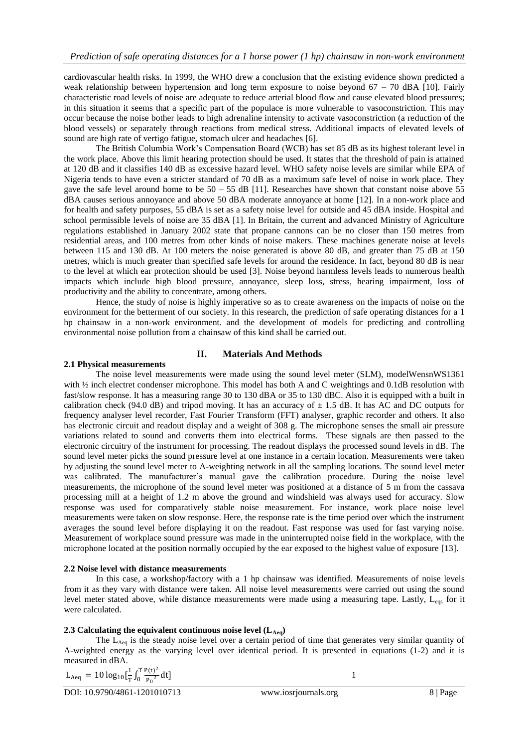cardiovascular health risks. In 1999, the WHO drew a conclusion that the existing evidence shown predicted a weak relationship between hypertension and long term exposure to noise beyond 67 – 70 dBA [10]. Fairly characteristic road levels of noise are adequate to reduce arterial blood flow and cause elevated blood pressures; in this situation it seems that a specific part of the populace is more vulnerable to vasoconstriction. This may occur because the noise bother leads to high adrenaline intensity to activate vasoconstriction (a reduction of the blood vessels) or separately through reactions from medical stress. Additional impacts of elevated levels of sound are high rate of vertigo fatigue, stomach ulcer and headaches [6].

The British Columbia Work's Compensation Board (WCB) has set 85 dB as its highest tolerant level in the work place. Above this limit hearing protection should be used. It states that the threshold of pain is attained at 120 dB and it classifies 140 dB as excessive hazard level. WHO safety noise levels are similar while EPA of Nigeria tends to have even a stricter standard of 70 dB as a maximum safe level of noise in work place. They gave the safe level around home to be 50 – 55 dB [11]. Researches have shown that constant noise above 55 dBA causes serious annoyance and above 50 dBA moderate annoyance at home [12]. In a non-work place and for health and safety purposes, 55 dBA is set as a safety noise level for outside and 45 dBA inside. Hospital and school permissible levels of noise are 35 dBA [1]. In Britain, the current and advanced Ministry of Agriculture regulations established in January 2002 state that propane cannons can be no closer than 150 metres from residential areas, and 100 metres from other kinds of noise makers. These machines generate noise at levels between 115 and 130 dB. At 100 meters the noise generated is above 80 dB, and greater than 75 dB at 150 metres, which is much greater than specified safe levels for around the residence. In fact, beyond 80 dB is near to the level at which ear protection should be used [3]. Noise beyond harmless levels leads to numerous health impacts which include high blood pressure, annoyance, sleep loss, stress, hearing impairment, loss of productivity and the ability to concentrate, among others.

Hence, the study of noise is highly imperative so as to create awareness on the impacts of noise on the environment for the betterment of our society. In this research, the prediction of safe operating distances for a 1 hp chainsaw in a non-work environment. and the development of models for predicting and controlling environmental noise pollution from a chainsaw of this kind shall be carried out.

## II. Materials And Methods

### 2.1 Physical measurements

The noise level measurements were made using the sound level meter (SLM), modelWensnWS1361 with ½ inch electret condenser microphone. This model has both A and C weightings and 0.1dB resolution with fast/slow response. It has a measuring range 30 to 130 dBA or 35 to 130 dBC. Also it is equipped with a built in calibration check (94.0 dB) and tripod moving. It has an accuracy of ± 1.5 dB. It has AC and DC outputs for frequency analyser level recorder, Fast Fourier Transform (FFT) analyser, graphic recorder and others. It also has electronic circuit and readout display and a weight of 308 g. The microphone senses the small air pressure variations related to sound and converts them into electrical forms. These signals are then passed to the electronic circuitry of the instrument for processing. The readout displays the processed sound levels in dB. The sound level meter picks the sound pressure level at one instance in a certain location. Measurements were taken by adjusting the sound level meter to A-weighting network in all the sampling locations. The sound level meter was calibrated. The manufacturer's manual gave the calibration procedure. During the noise level measurements, the microphone of the sound level meter was positioned at a distance of 5 m from the cassava processing mill at a height of 1.2 m above the ground and windshield was always used for accuracy. Slow response was used for comparatively stable noise measurement. For instance, work place noise level measurements were taken on slow response. Here, the response rate is the time period over which the instrument averages the sound level before displaying it on the readout. Fast response was used for fast varying noise. Measurement of workplace sound pressure was made in the uninterrupted noise field in the workplace, with the microphone located at the position normally occupied by the ear exposed to the highest value of exposure [13].

### 2.2 Noise level with distance measurements

In this case, a workshop/factory with a 1 hp chainsaw was identified. Measurements of noise levels from it as they vary with distance were taken. All noise level measurements were carried out using the sound level meter stated above, while distance measurements were made using a measuring tape. Lastly, $L_{eqs}$ for it were calculated.

### 2.3 Calculating the equivalent continuous noise level ($L_{Aeq}$)

The $L_{Aeq}$ is the steady noise level over a certain period of time that generates very similar quantity of A-weighted energy as the varying level over identical period. It is presented in equations (1-2) and it is measured in dBA.

$$L_{Aeq} = 10\log_{10}\left[\frac{1}{T}\int_0^T \frac{P(t)^2}{P_0^2}dt\right] \quad (1)$$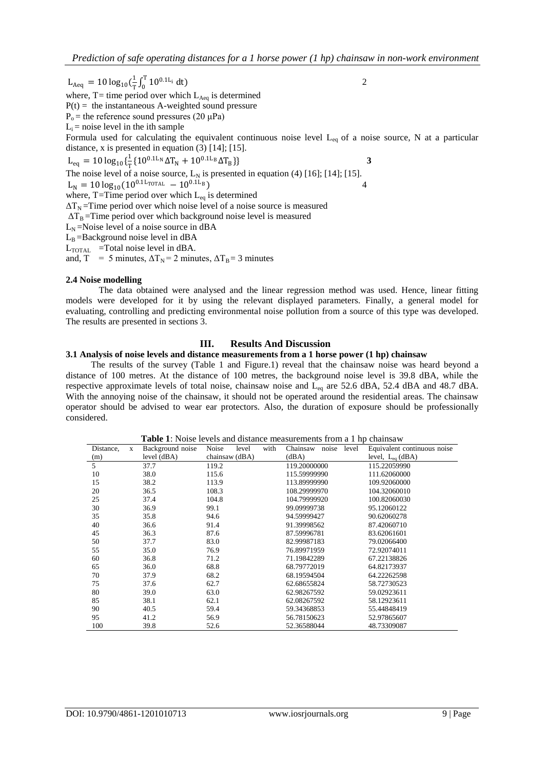$$L_{Aeq} = 10\log_{10}\left(\frac{1}{T}\int_0^T 10^{0.1L_i}\, dt\right) \quad 2$$

where, T= time period over which $L_{Aeq}$ is determined

$P(t)$ = the instantaneous A-weighted sound pressure

$P_o$ = the reference sound pressures (20 μPa)

$L_i$ = noise level in the ith sample

Formula used for calculating the equivalent continuous noise level $L_{eq}$ of a noise source, N at a particular distance, x is presented in equation (3) [14]; [15].

$$L_{eq} = 10\log_{10}\left\{\frac{1}{T}\left\{10^{0.1L_N}\Delta T_N + 10^{0.1L_B}\Delta T_B\right\}\right\} \quad \mathbf{3}$$

The noise level of a noise source, $L_N$ is presented in equation (4) [16]; [14]; [15].

$$L_N = 10\log_{10}\left(10^{0.1L_{TOTAL}} - 10^{0.1L_B}\right) \quad 4$$

where, T=Time period over which $L_{eq}$ is determined

$\Delta T_N$ =Time period over which noise level of a noise source is measured

$\Delta T_B$ =Time period over which background noise level is measured

$L_N$ =Noise level of a noise source in dBA

$L_B$ =Background noise level in dBA

$L_{TOTAL}$ =Total noise level in dBA.

and, T = 5 minutes, $\Delta T_N$ = 2 minutes, $\Delta T_B$ = 3 minutes

**2.4 Noise modelling**

The data obtained were analysed and the linear regression method was used. Hence, linear fitting models were developed for it by using the relevant displayed parameters. Finally, a general model for evaluating, controlling and predicting environmental noise pollution from a source of this type was developed. The results are presented in sections 3.

## III. Results And Discussion

**3.1 Analysis of noise levels and distance measurements from a 1 horse power (1 hp) chainsaw**

The results of the survey (Table 1 and Figure.1) reveal that the chainsaw noise was heard beyond a distance of 100 metres. At the distance of 100 metres, the background noise level is 39.8 dBA, while the respective approximate levels of total noise, chainsaw noise and $L_{eq}$ are 52.6 dBA, 52.4 dBA and 48.7 dBA. With the annoying noise of the chainsaw, it should not be operated around the residential areas. The chainsaw operator should be advised to wear ear protectors. Also, the duration of exposure should be professionally considered.

**Table 1**: Noise levels and distance measurements from a 1 hp chainsaw

| Distance, x (m) | Background noise level (dBA) | Noise level with chainsaw (dBA) | Chainsaw noise level (dBA) | Equivalent continuous noise level, $L_{eq}$ (dBA) |
|---|---|---|---|---|
| 5 | 37.7 | 119.2 | 119.20000000 | 115.22059990 |
| 10 | 38.0 | 115.6 | 115.59999990 | 111.62060000 |
| 15 | 38.2 | 113.9 | 113.89999990 | 109.92060000 |
| 20 | 36.5 | 108.3 | 108.29999970 | 104.32060010 |
| 25 | 37.4 | 104.8 | 104.79999920 | 100.82060030 |
| 30 | 36.9 | 99.1 | 99.09999738 | 95.12060122 |
| 35 | 35.8 | 94.6 | 94.59999427 | 90.62060278 |
| 40 | 36.6 | 91.4 | 91.39998562 | 87.42060710 |
| 45 | 36.3 | 87.6 | 87.59996781 | 83.62061601 |
| 50 | 37.7 | 83.0 | 82.99987183 | 79.02066400 |
| 55 | 35.0 | 76.9 | 76.89971959 | 72.92074011 |
| 60 | 36.8 | 71.2 | 71.19842289 | 67.22138826 |
| 65 | 36.0 | 68.8 | 68.79772019 | 64.82173937 |
| 70 | 37.9 | 68.2 | 68.19594504 | 64.22262598 |
| 75 | 37.6 | 62.7 | 62.68655824 | 58.72730523 |
| 80 | 39.0 | 63.0 | 62.98267592 | 59.02923611 |
| 85 | 38.1 | 62.1 | 62.08267592 | 58.12923611 |
| 90 | 40.5 | 59.4 | 59.34368853 | 55.44848419 |
| 95 | 41.2 | 56.9 | 56.78150623 | 52.97865607 |
| 100 | 39.8 | 52.6 | 52.36588044 | 48.73309087 |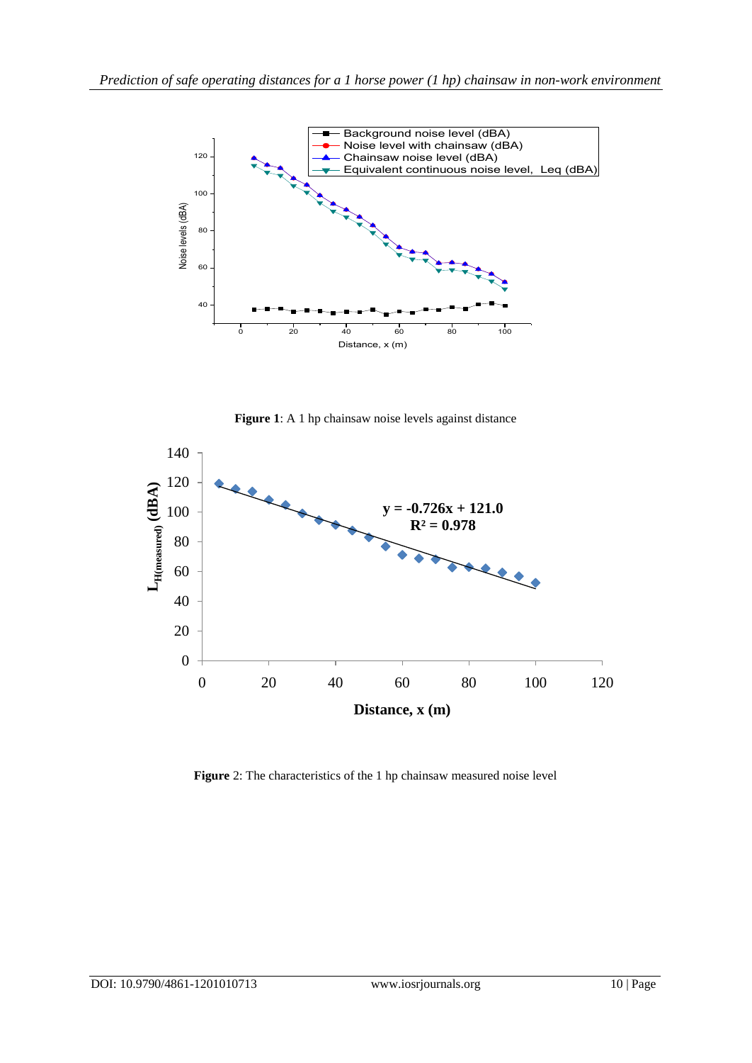Figure 1: A 1 hp chainsaw noise levels against distance

Figure 2: The characteristics of the 1 hp chainsaw measured noise level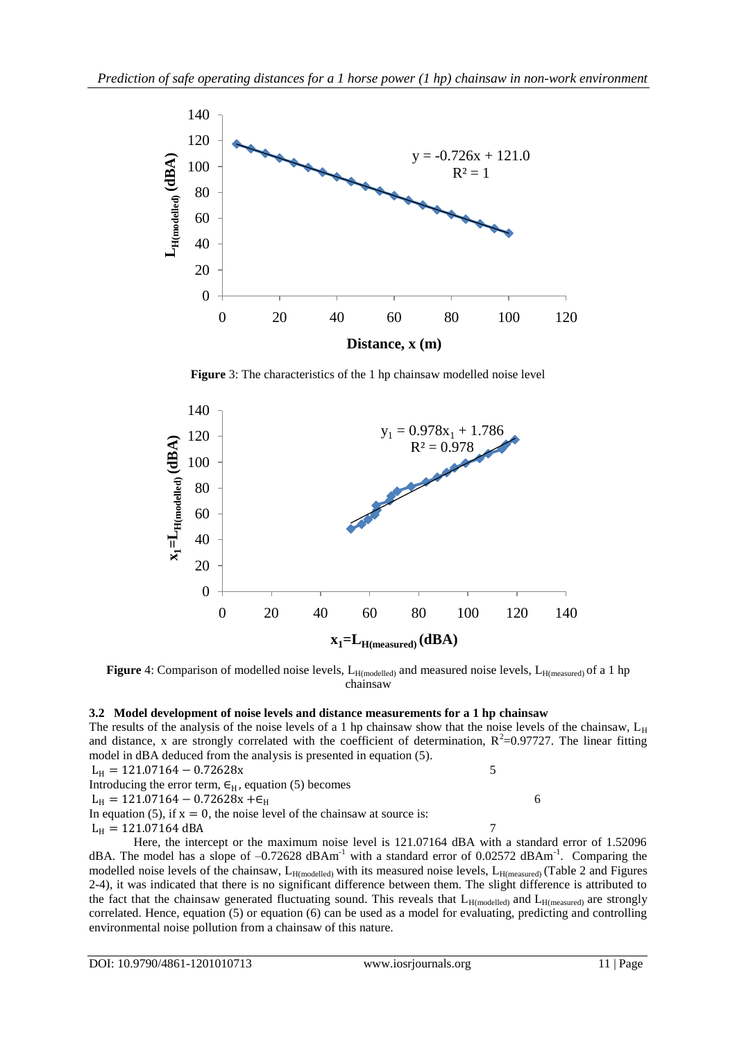**Figure** 3: The characteristics of the 1 hp chainsaw modelled noise level

**Figure** 4: Comparison of modelled noise levels, $L_{H(modelled)}$ and measured noise levels, $L_{H(measured)}$ of a 1 hp chainsaw

### 3.2 Model development of noise levels and distance measurements for a 1 hp chainsaw

The results of the analysis of the noise levels of a 1 hp chainsaw show that the noise levels of the chainsaw, $L_H$ and distance, x are strongly correlated with the coefficient of determination, $R^2$=0.97727. The linear fitting model in dBA deduced from the analysis is presented in equation (5).

$$L_H = 121.07164 - 0.72628x \qquad 5$$

Introducing the error term, $\in_H$, equation (5) becomes

$$L_H = 121.07164 - 0.72628x + \in_H \qquad 6$$

In equation (5), if $x = 0$, the noise level of the chainsaw at source is:

$$L_H = 121.07164 \text{ dBA} \qquad 7$$

Here, the intercept or the maximum noise level is 121.07164 dBA with a standard error of 1.52096 dBA. The model has a slope of –0.72628 $dBAm^{-1}$ with a standard error of 0.02572 $dBAm^{-1}$. Comparing the modelled noise levels of the chainsaw, $L_{H(modelled)}$ with its measured noise levels, $L_{H(measured)}$ (Table 2 and Figures 2-4), it was indicated that there is no significant difference between them. The slight difference is attributed to the fact that the chainsaw generated fluctuating sound. This reveals that $L_{H(modelled)}$ and $L_{H(measured)}$ are strongly correlated. Hence, equation (5) or equation (6) can be used as a model for evaluating, predicting and controlling environmental noise pollution from a chainsaw of this nature.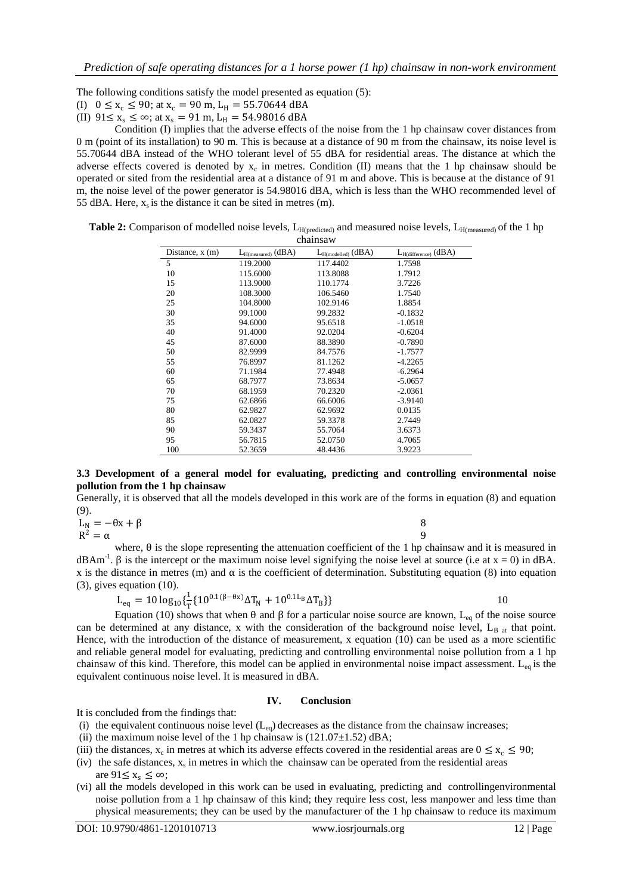The following conditions satisfy the model presented as equation (5):

(I) $0 \leq x_c \leq 90$; at $x_c = 90$ m, $L_H = 55.70644$ dBA

(II) $91 \leq x_s \leq \infty$; at $x_s = 91$ m, $L_H = 54.98016$ dBA

Condition (I) implies that the adverse effects of the noise from the 1 hp chainsaw cover distances from 0 m (point of its installation) to 90 m. This is because at a distance of 90 m from the chainsaw, its noise level is 55.70644 dBA instead of the WHO tolerant level of 55 dBA for residential areas. The distance at which the adverse effects covered is denoted by $x_c$ in metres. Condition (II) means that the 1 hp chainsaw should be operated or sited from the residential area at a distance of 91 m and above. This is because at the distance of 91 m, the noise level of the power generator is 54.98016 dBA, which is less than the WHO recommended level of 55 dBA. Here, $x_s$ is the distance it can be sited in metres (m).

**Table 2:** Comparison of modelled noise levels, $L_{H(predicted)}$ and measured noise levels, $L_{H(measured)}$ of the 1 hp chainsaw

| Distance, x (m) | $L_{H(measured)}$ (dBA) | $L_{H(modelled)}$ (dBA) | $L_{H(difference)}$ (dBA) |
|---|---|---|---|
| 5 | 119.2000 | 117.4402 | 1.7598 |
| 10 | 115.6000 | 113.8088 | 1.7912 |
| 15 | 113.9000 | 110.1774 | 3.7226 |
| 20 | 108.3000 | 106.5460 | 1.7540 |
| 25 | 104.8000 | 102.9146 | 1.8854 |
| 30 | 99.1000 | 99.2832 | -0.1832 |
| 35 | 94.6000 | 95.6518 | -1.0518 |
| 40 | 91.4000 | 92.0204 | -0.6204 |
| 45 | 87.6000 | 88.3890 | -0.7890 |
| 50 | 82.9999 | 84.7576 | -1.7577 |
| 55 | 76.8997 | 81.1262 | -4.2265 |
| 60 | 71.1984 | 77.4948 | -6.2964 |
| 65 | 68.7977 | 73.8634 | -5.0657 |
| 70 | 68.1959 | 70.2320 | -2.0361 |
| 75 | 62.6866 | 66.6006 | -3.9140 |
| 80 | 62.9827 | 62.9692 | 0.0135 |
| 85 | 62.0827 | 59.3378 | 2.7449 |
| 90 | 59.3437 | 55.7064 | 3.6373 |
| 95 | 56.7815 | 52.0750 | 4.7065 |
| 100 | 52.3659 | 48.4436 | 3.9223 |

### 3.3 Development of a general model for evaluating, predicting and controlling environmental noise pollution from the 1 hp chainsaw

Generally, it is observed that all the models developed in this work are of the forms in equation (8) and equation (9).

$$L_N = -\theta x + \beta \qquad 8$$

$$R^2 = \alpha \qquad 9$$

where, θ is the slope representing the attenuation coefficient of the 1 hp chainsaw and it is measured in $dBAm^{-1}$. β is the intercept or the maximum noise level signifying the noise level at source (i.e at x = 0) in dBA. x is the distance in metres (m) and α is the coefficient of determination. Substituting equation (8) into equation (3), gives equation (10).

$$L_{eq} = 10\log_{10}\{\frac{1}{T}\{10^{0.1(\beta-\theta x)}\Delta T_N + 10^{0.1L_B}\Delta T_B\}\} \qquad 10$$

Equation (10) shows that when θ and β for a particular noise source are known, $L_{eq}$ of the noise source can be determined at any distance, x with the consideration of the background noise level, $L_{B}$ at that point. Hence, with the introduction of the distance of measurement, x equation (10) can be used as a more scientific and reliable general model for evaluating, predicting and controlling environmental noise pollution from a 1 hp chainsaw of this kind. Therefore, this model can be applied in environmental noise impact assessment. $L_{eq}$ is the equivalent continuous noise level. It is measured in dBA.

## IV. Conclusion

It is concluded from the findings that:

(i) the equivalent continuous noise level ($L_{eq}$) decreases as the distance from the chainsaw increases;

(ii) the maximum noise level of the 1 hp chainsaw is (121.07±1.52) dBA;

(iii) the distances, $x_c$ in metres at which its adverse effects covered in the residential areas are $0 \leq x_c \leq 90$;

(iv) the safe distances, $x_s$ in metres in which the chainsaw can be operated from the residential areas are $91 \leq x_s \leq \infty$;

(vi) all the models developed in this work can be used in evaluating, predicting and controllingenvironmental noise pollution from a 1 hp chainsaw of this kind; they require less cost, less manpower and less time than physical measurements; they can be used by the manufacturer of the 1 hp chainsaw to reduce its maximum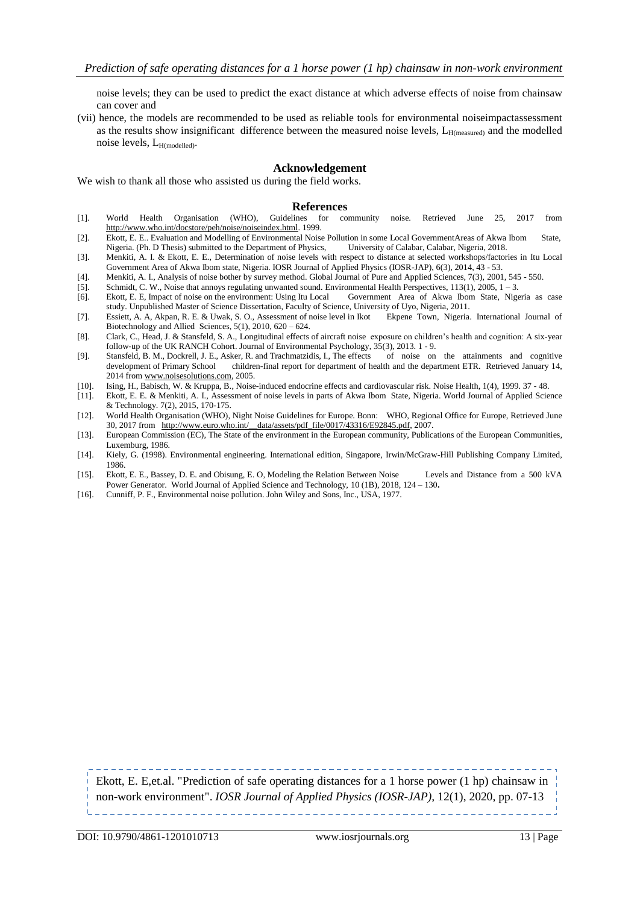noise levels; they can be used to predict the exact distance at which adverse effects of noise from chainsaw can cover and

(vii) hence, the models are recommended to be used as reliable tools for environmental noiseimpactassessment as the results show insignificant difference between the measured noise levels, $L_{H(measured)}$ and the modelled noise levels, $L_{H(modelled)}$.

## Acknowledgement

We wish to thank all those who assisted us during the field works.

## References

[1]. World Health Organisation (WHO), Guidelines for community noise. Retrieved June 25, 2017 from http://www.who.int/docstore/peh/noise/noiseindex.html. 1999.

[2]. Ekott, E. E.. Evaluation and Modelling of Environmental Noise Pollution in some Local GovernmentAreas of Akwa Ibom State, Nigeria. (Ph. D Thesis) submitted to the Department of Physics, University of Calabar, Calabar, Nigeria, 2018.

[3]. Menkiti, A. I. & Ekott, E. E., Determination of noise levels with respect to distance at selected workshops/factories in Itu Local Government Area of Akwa Ibom state, Nigeria. IOSR Journal of Applied Physics (IOSR-JAP), 6(3), 2014, 43 - 53.

[4]. Menkiti, A. I., Analysis of noise bother by survey method. Global Journal of Pure and Applied Sciences, 7(3), 2001, 545 - 550.

[5]. Schmidt, C. W., Noise that annoys regulating unwanted sound. Environmental Health Perspectives, 113(1), 2005, 1 – 3.

[6]. Ekott, E. E, Impact of noise on the environment: Using Itu Local Government Area of Akwa Ibom State, Nigeria as case study. Unpublished Master of Science Dissertation, Faculty of Science, University of Uyo, Nigeria, 2011.

[7]. Essiett, A. A, Akpan, R. E. & Uwak, S. O., Assessment of noise level in Ikot Ekpene Town, Nigeria. International Journal of Biotechnology and Allied Sciences, 5(1), 2010, 620 – 624.

[8]. Clark, C., Head, J. & Stansfeld, S. A., Longitudinal effects of aircraft noise exposure on children's health and cognition: A six-year follow-up of the UK RANCH Cohort. Journal of Environmental Psychology, 35(3), 2013. 1 - 9.

[9]. Stansfeld, B. M., Dockrell, J. E., Asker, R. and Trachmatzidis, I., The effects of noise on the attainments and cognitive development of Primary School children-final report for department of health and the department ETR. Retrieved January 14, 2014 from www.noisesolutions.com, 2005.

[10]. Ising, H., Babisch, W. & Kruppa, B., Noise-induced endocrine effects and cardiovascular risk. Noise Health, 1(4), 1999. 37 - 48.

[11]. Ekott, E. E. & Menkiti, A. I., Assessment of noise levels in parts of Akwa Ibom State, Nigeria. World Journal of Applied Science & Technology. 7(2), 2015, 170-175.

[12]. World Health Organisation (WHO), Night Noise Guidelines for Europe. Bonn: WHO, Regional Office for Europe, Retrieved June 30, 2017 from http://www.euro.who.int/__data/assets/pdf_file/0017/43316/E92845.pdf, 2007.

[13]. European Commission (EC), The State of the environment in the European community, Publications of the European Communities, Luxemburg, 1986.

[14]. Kiely, G. (1998). Environmental engineering. International edition, Singapore, Irwin/McGraw-Hill Publishing Company Limited, 1986.

[15]. Ekott, E. E., Bassey, D. E. and Obisung, E. O, Modeling the Relation Between Noise Levels and Distance from a 500 kVA Power Generator. World Journal of Applied Science and Technology, 10 (1B), 2018, 124 – 130.

[16]. Cunniff, P. F., Environmental noise pollution. John Wiley and Sons, Inc., USA, 1977.

Ekott, E. E,et.al. "Prediction of safe operating distances for a 1 horse power (1 hp) chainsaw in non-work environment". *IOSR Journal of Applied Physics (IOSR-JAP)*, 12(1), 2020, pp. 07-13